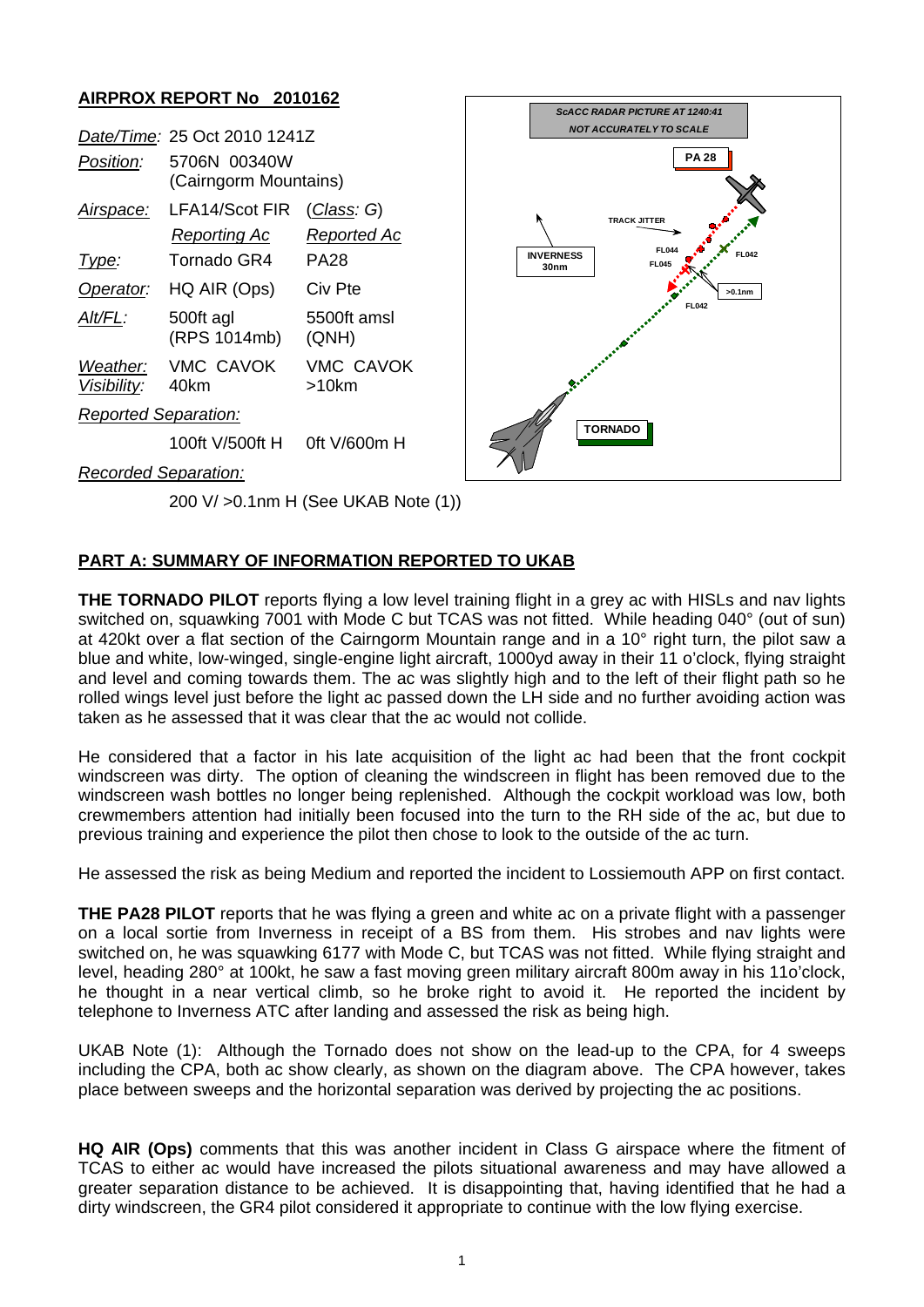## AIRPROX REPORT No 2010162

| | | |
|---|---|---|
| *Date/Time:* | 25 Oct 2010 1241Z | |
| *Position:* | 5706N 00340W (Cairngorm Mountains) | |
| *Airspace:* | LFA14/Scot FIR | (*Class:* G) |
| | *Reporting Ac* | *Reported Ac* |
| *Type:* | Tornado GR4 | PA28 |
| *Operator:* | HQ AIR (Ops) | Civ Pte |
| *Alt/FL:* | 500ft agl (RPS 1014mb) | 5500ft amsl (QNH) |
| *Weather:* | VMC CAVOK | VMC CAVOK |
| *Visibility:* | 40km | >10km |
| *Reported Separation:* | | |
| | 100ft V/500ft H | 0ft V/600m H |
| *Recorded Separation:* | | |
| | 200 V/ >0.1nm H (See UKAB Note (1)) | |

## PART A: SUMMARY OF INFORMATION REPORTED TO UKAB

**THE TORNADO PILOT** reports flying a low level training flight in a grey ac with HISLs and nav lights switched on, squawking 7001 with Mode C but TCAS was not fitted. While heading 040° (out of sun) at 420kt over a flat section of the Cairngorm Mountain range and in a 10° right turn, the pilot saw a blue and white, low-winged, single-engine light aircraft, 1000yd away in their 11 o'clock, flying straight and level and coming towards them. The ac was slightly high and to the left of their flight path so he rolled wings level just before the light ac passed down the LH side and no further avoiding action was taken as he assessed that it was clear that the ac would not collide.

He considered that a factor in his late acquisition of the light ac had been that the front cockpit windscreen was dirty. The option of cleaning the windscreen in flight has been removed due to the windscreen wash bottles no longer being replenished. Although the cockpit workload was low, both crewmembers attention had initially been focused into the turn to the RH side of the ac, but due to previous training and experience the pilot then chose to look to the outside of the ac turn.

He assessed the risk as being Medium and reported the incident to Lossiemouth APP on first contact.

**THE PA28 PILOT** reports that he was flying a green and white ac on a private flight with a passenger on a local sortie from Inverness in receipt of a BS from them. His strobes and nav lights were switched on, he was squawking 6177 with Mode C, but TCAS was not fitted. While flying straight and level, heading 280° at 100kt, he saw a fast moving green military aircraft 800m away in his 11o'clock, he thought in a near vertical climb, so he broke right to avoid it. He reported the incident by telephone to Inverness ATC after landing and assessed the risk as being high.

UKAB Note (1): Although the Tornado does not show on the lead-up to the CPA, for 4 sweeps including the CPA, both ac show clearly, as shown on the diagram above. The CPA however, takes place between sweeps and the horizontal separation was derived by projecting the ac positions.

**HQ AIR (Ops)** comments that this was another incident in Class G airspace where the fitment of TCAS to either ac would have increased the pilots situational awareness and may have allowed a greater separation distance to be achieved. It is disappointing that, having identified that he had a dirty windscreen, the GR4 pilot considered it appropriate to continue with the low flying exercise.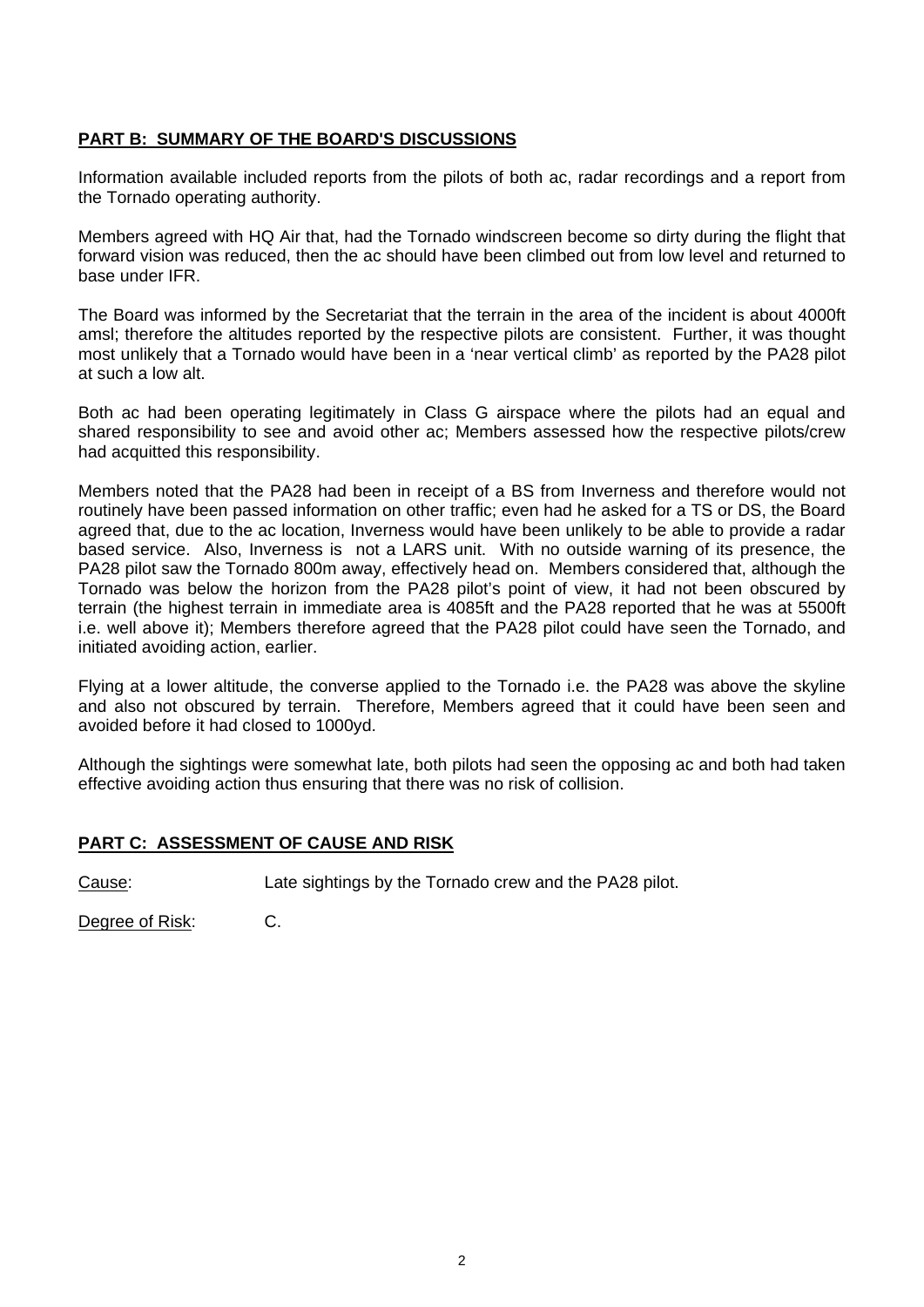## PART B: SUMMARY OF THE BOARD'S DISCUSSIONS

Information available included reports from the pilots of both ac, radar recordings and a report from the Tornado operating authority.

Members agreed with HQ Air that, had the Tornado windscreen become so dirty during the flight that forward vision was reduced, then the ac should have been climbed out from low level and returned to base under IFR.

The Board was informed by the Secretariat that the terrain in the area of the incident is about 4000ft amsl; therefore the altitudes reported by the respective pilots are consistent. Further, it was thought most unlikely that a Tornado would have been in a 'near vertical climb' as reported by the PA28 pilot at such a low alt.

Both ac had been operating legitimately in Class G airspace where the pilots had an equal and shared responsibility to see and avoid other ac; Members assessed how the respective pilots/crew had acquitted this responsibility.

Members noted that the PA28 had been in receipt of a BS from Inverness and therefore would not routinely have been passed information on other traffic; even had he asked for a TS or DS, the Board agreed that, due to the ac location, Inverness would have been unlikely to be able to provide a radar based service. Also, Inverness is not a LARS unit. With no outside warning of its presence, the PA28 pilot saw the Tornado 800m away, effectively head on. Members considered that, although the Tornado was below the horizon from the PA28 pilot's point of view, it had not been obscured by terrain (the highest terrain in immediate area is 4085ft and the PA28 reported that he was at 5500ft i.e. well above it); Members therefore agreed that the PA28 pilot could have seen the Tornado, and initiated avoiding action, earlier.

Flying at a lower altitude, the converse applied to the Tornado i.e. the PA28 was above the skyline and also not obscured by terrain. Therefore, Members agreed that it could have been seen and avoided before it had closed to 1000yd.

Although the sightings were somewhat late, both pilots had seen the opposing ac and both had taken effective avoiding action thus ensuring that there was no risk of collision.

## PART C: ASSESSMENT OF CAUSE AND RISK

Cause: Late sightings by the Tornado crew and the PA28 pilot.

Degree of Risk: C.